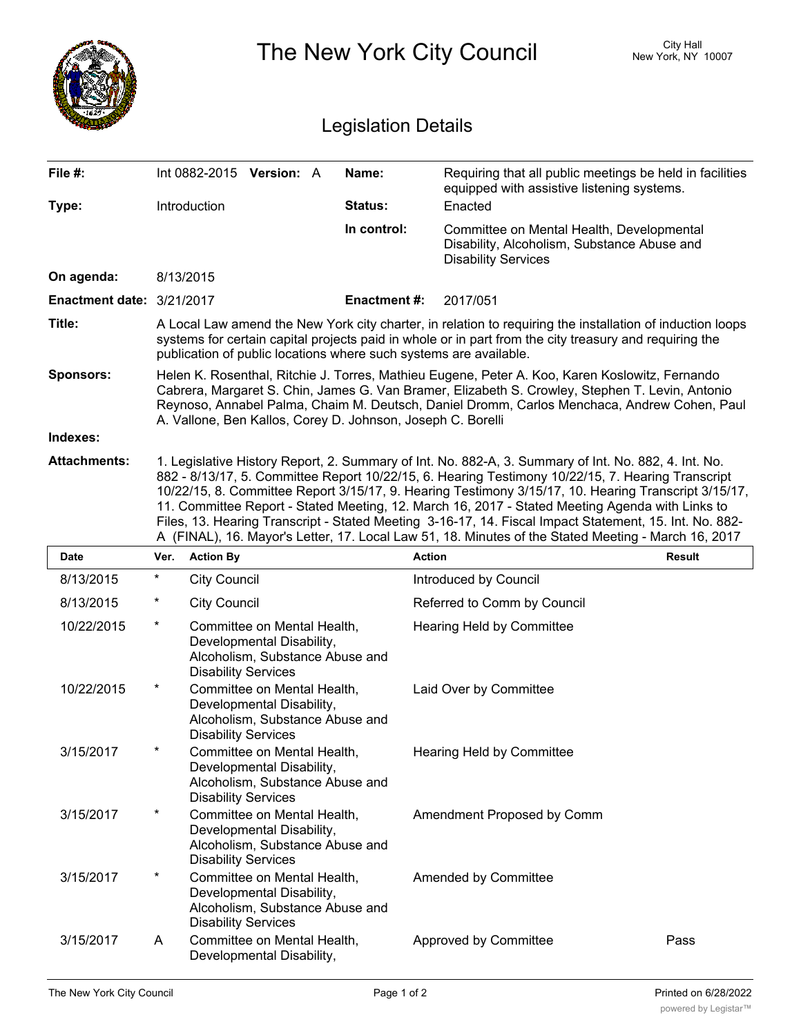# The New York City Council

City Hall
New York, NY 10007

## Legislation Details

| | | | |
|---|---|---|---|
| **File #:** | Int 0882-2015 **Version:** A | **Name:** | Requiring that all public meetings be held in facilities equipped with assistive listening systems. |
| **Type:** | Introduction | **Status:** | Enacted |
| | | **In control:** | Committee on Mental Health, Developmental Disability, Alcoholism, Substance Abuse and Disability Services |
| **On agenda:** | 8/13/2015 | | |
| **Enactment date:** | 3/21/2017 | **Enactment #:** | 2017/051 |

**Title:** A Local Law amend the New York city charter, in relation to requiring the installation of induction loops systems for certain capital projects paid in whole or in part from the city treasury and requiring the publication of public locations where such systems are available.

**Sponsors:** Helen K. Rosenthal, Ritchie J. Torres, Mathieu Eugene, Peter A. Koo, Karen Koslowitz, Fernando Cabrera, Margaret S. Chin, James G. Van Bramer, Elizabeth S. Crowley, Stephen T. Levin, Antonio Reynoso, Annabel Palma, Chaim M. Deutsch, Daniel Dromm, Carlos Menchaca, Andrew Cohen, Paul A. Vallone, Ben Kallos, Corey D. Johnson, Joseph C. Borelli

**Indexes:**

**Attachments:** 1. Legislative History Report, 2. Summary of Int. No. 882-A, 3. Summary of Int. No. 882, 4. Int. No. 882 - 8/13/17, 5. Committee Report 10/22/15, 6. Hearing Testimony 10/22/15, 7. Hearing Transcript 10/22/15, 8. Committee Report 3/15/17, 9. Hearing Testimony 3/15/17, 10. Hearing Transcript 3/15/17, 11. Committee Report - Stated Meeting, 12. March 16, 2017 - Stated Meeting Agenda with Links to Files, 13. Hearing Transcript - Stated Meeting 3-16-17, 14. Fiscal Impact Statement, 15. Int. No. 882-A (FINAL), 16. Mayor's Letter, 17. Local Law 51, 18. Minutes of the Stated Meeting - March 16, 2017

| Date | Ver. | Action By | Action | Result |
|---|---|---|---|---|
| 8/13/2015 | * | City Council | Introduced by Council | |
| 8/13/2015 | * | City Council | Referred to Comm by Council | |
| 10/22/2015 | * | Committee on Mental Health, Developmental Disability, Alcoholism, Substance Abuse and Disability Services | Hearing Held by Committee | |
| 10/22/2015 | * | Committee on Mental Health, Developmental Disability, Alcoholism, Substance Abuse and Disability Services | Laid Over by Committee | |
| 3/15/2017 | * | Committee on Mental Health, Developmental Disability, Alcoholism, Substance Abuse and Disability Services | Hearing Held by Committee | |
| 3/15/2017 | * | Committee on Mental Health, Developmental Disability, Alcoholism, Substance Abuse and Disability Services | Amendment Proposed by Comm | |
| 3/15/2017 | * | Committee on Mental Health, Developmental Disability, Alcoholism, Substance Abuse and Disability Services | Amended by Committee | |
| 3/15/2017 | A | Committee on Mental Health, Developmental Disability, | Approved by Committee | Pass |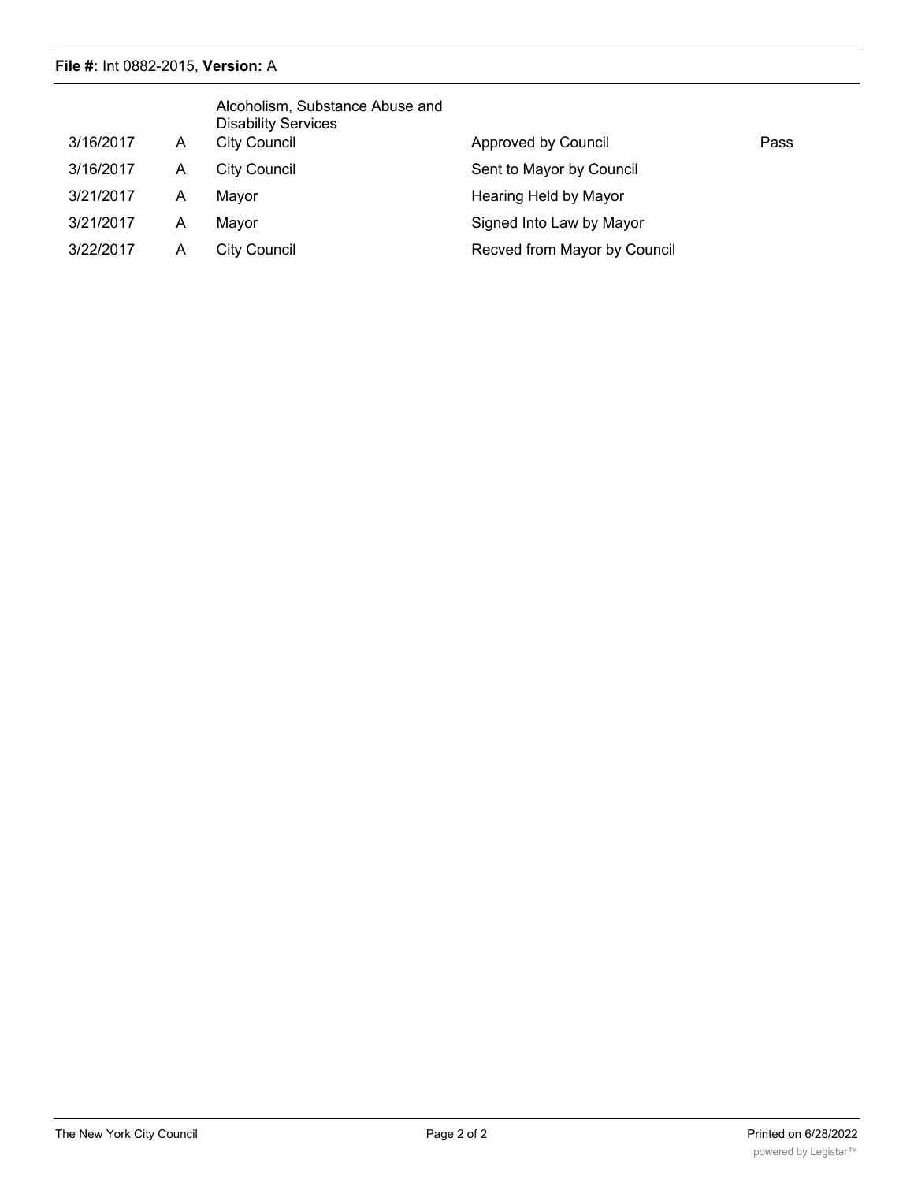**File #:** Int 0882-2015, **Version:** A

| | | | | |
|---|---|---|---|---|
| | | Alcoholism, Substance Abuse and Disability Services | | |
| 3/16/2017 | A | City Council | Approved by Council | Pass |
| 3/16/2017 | A | City Council | Sent to Mayor by Council | |
| 3/21/2017 | A | Mayor | Hearing Held by Mayor | |
| 3/21/2017 | A | Mayor | Signed Into Law by Mayor | |
| 3/22/2017 | A | City Council | Recved from Mayor by Council | |